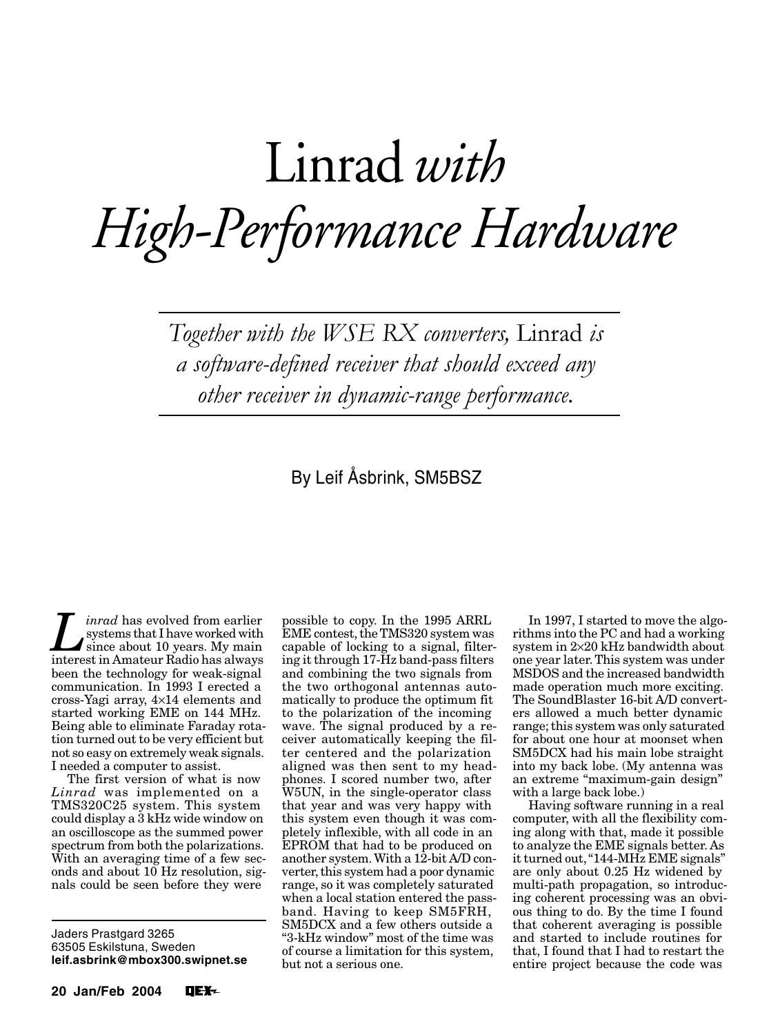# Linrad *with High-Performance Hardware*

*Together with the WSE RX converters,* Linrad *is a software-defined receiver that should exceed any other receiver in dynamic-range performance.*

By Leif Åsbrink, SM5BSZ

*Linrad* has evolved from earlier systems that I have worked with since about 10 years. My main interest in Amateur Radio has always been the technology for weak-signal communication. In 1993 I erected a cross-Yagi array, 4×14 elements and started working EME on 144 MHz. Being able to eliminate Faraday rotation turned out to be very efficient but not so easy on extremely weak signals. I needed a computer to assist.

The first version of what is now *Linrad* was implemented on a TMS320C25 system. This system could display a 3 kHz wide window on an oscilloscope as the summed power spectrum from both the polarizations. With an averaging time of a few seconds and about 10 Hz resolution, signals could be seen before they were possible to copy. In the 1995 ARRL EME contest, the TMS320 system was capable of locking to a signal, filtering it through 17-Hz band-pass filters and combining the two signals from the two orthogonal antennas automatically to produce the optimum fit to the polarization of the incoming wave. The signal produced by a receiver automatically keeping the filter centered and the polarization aligned was then sent to my headphones. I scored number two, after W5UN, in the single-operator class that year and was very happy with this system even though it was completely inflexible, with all code in an EPROM that had to be produced on another system. With a 12-bit A/D converter, this system had a poor dynamic range, so it was completely saturated when a local station entered the passband. Having to keep SM5FRH, SM5DCX and a few others outside a "3-kHz window" most of the time was of course a limitation for this system, but not a serious one.

In 1997, I started to move the algorithms into the PC and had a working system in 2×20 kHz bandwidth about one year later. This system was under MSDOS and the increased bandwidth made operation much more exciting. The SoundBlaster 16-bit A/D converters allowed a much better dynamic range; this system was only saturated for about one hour at moonset when SM5DCX had his main lobe straight into my back lobe. (My antenna was an extreme "maximum-gain design" with a large back lobe.)

Having software running in a real computer, with all the flexibility coming along with that, made it possible to analyze the EME signals better. As it turned out, "144-MHz EME signals" are only about 0.25 Hz widened by multi-path propagation, so introducing coherent processing was an obvious thing to do. By the time I found that coherent averaging is possible and started to include routines for that, I found that I had to restart the entire project because the code was

Jaders Prastgard 3265
63505 Eskilstuna, Sweden
**leif.asbrink@mbox300.swipnet.se**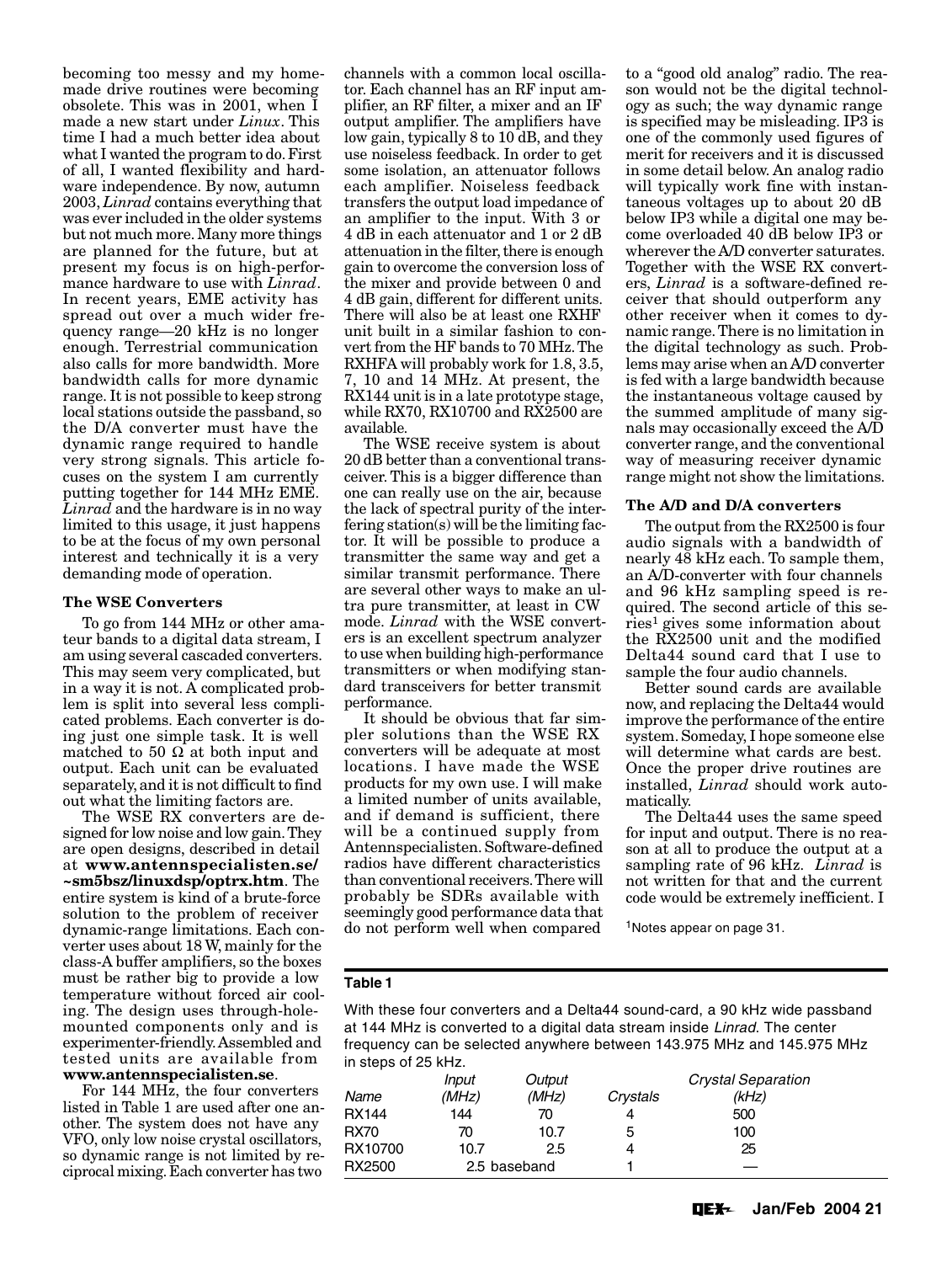becoming too messy and my homemade drive routines were becoming obsolete. This was in 2001, when I made a new start under *Linux*. This time I had a much better idea about what I wanted the program to do. First of all, I wanted flexibility and hardware independence. By now, autumn 2003, *Linrad* contains everything that was ever included in the older systems but not much more. Many more things are planned for the future, but at present my focus is on high-performance hardware to use with *Linrad*. In recent years, EME activity has spread out over a much wider frequency range—20 kHz is no longer enough. Terrestrial communication also calls for more bandwidth. More bandwidth calls for more dynamic range. It is not possible to keep strong local stations outside the passband, so the D/A converter must have the dynamic range required to handle very strong signals. This article focuses on the system I am currently putting together for 144 MHz EME. *Linrad* and the hardware is in no way limited to this usage, it just happens to be at the focus of my own personal interest and technically it is a very demanding mode of operation.

**The WSE Converters**

To go from 144 MHz or other amateur bands to a digital data stream, I am using several cascaded converters. This may seem very complicated, but in a way it is not. A complicated problem is split into several less complicated problems. Each converter is doing just one simple task. It is well matched to 50 Ω at both input and output. Each unit can be evaluated separately, and it is not difficult to find out what the limiting factors are.

The WSE RX converters are designed for low noise and low gain. They are open designs, described in detail at **www.antennspecialisten.se/~sm5bsz/linuxdsp/optrx.htm**. The entire system is kind of a brute-force solution to the problem of receiver dynamic-range limitations. Each converter uses about 18 W, mainly for the class-A buffer amplifiers, so the boxes must be rather big to provide a low temperature without forced air cooling. The design uses through-hole-mounted components only and is experimenter-friendly. Assembled and tested units are available from **www.antennspecialisten.se**.

For 144 MHz, the four converters listed in Table 1 are used after one another. The system does not have any VFO, only low noise crystal oscillators, so dynamic range is not limited by reciprocal mixing. Each converter has two channels with a common local oscillator. Each channel has an RF input amplifier, an RF filter, a mixer and an IF output amplifier. The amplifiers have low gain, typically 8 to 10 dB, and they use noiseless feedback. In order to get some isolation, an attenuator follows each amplifier. Noiseless feedback transfers the output load impedance of an amplifier to the input. With 3 or 4 dB in each attenuator and 1 or 2 dB attenuation in the filter, there is enough gain to overcome the conversion loss of the mixer and provide between 0 and 4 dB gain, different for different units. There will also be at least one RXHF unit built in a similar fashion to convert from the HF bands to 70 MHz. The RXHFA will probably work for 1.8, 3.5, 7, 10 and 14 MHz. At present, the RX144 unit is in a late prototype stage, while RX70, RX10700 and RX2500 are available.

The WSE receive system is about 20 dB better than a conventional transceiver. This is a bigger difference than one can really use on the air, because the lack of spectral purity of the interfering station(s) will be the limiting factor. It will be possible to produce a transmitter the same way and get a similar transmit performance. There are several other ways to make an ultra pure transmitter, at least in CW mode. *Linrad* with the WSE converters is an excellent spectrum analyzer to use when building high-performance transmitters or when modifying standard transceivers for better transmit performance.

It should be obvious that far simpler solutions than the WSE RX converters will be adequate at most locations. I have made the WSE products for my own use. I will make a limited number of units available, and if demand is sufficient, there will be a continued supply from Antennspecialisten. Software-defined radios have different characteristics than conventional receivers. There will probably be SDRs available with seemingly good performance data that do not perform well when compared to a "good old analog" radio. The reason would not be the digital technology as such; the way dynamic range is specified may be misleading. IP3 is one of the commonly used figures of merit for receivers and it is discussed in some detail below. An analog radio will typically work fine with instantaneous voltages up to about 20 dB below IP3 while a digital one may become overloaded 40 dB below IP3 or wherever the A/D converter saturates. Together with the WSE RX converters, *Linrad* is a software-defined receiver that should outperform any other receiver when it comes to dynamic range. There is no limitation in the digital technology as such. Problems may arise when an A/D converter is fed with a large bandwidth because the instantaneous voltage caused by the summed amplitude of many signals may occasionally exceed the A/D converter range, and the conventional way of measuring receiver dynamic range might not show the limitations.

**The A/D and D/A converters**

The output from the RX2500 is four audio signals with a bandwidth of nearly 48 kHz each. To sample them, an A/D-converter with four channels and 96 kHz sampling speed is required. The second article of this series[1] gives some information about the RX2500 unit and the modified Delta44 sound card that I use to sample the four audio channels.

Better sound cards are available now, and replacing the Delta44 would improve the performance of the entire system. Someday, I hope someone else will determine what cards are best. Once the proper drive routines are installed, *Linrad* should work automatically.

The Delta44 uses the same speed for input and output. There is no reason at all to produce the output at a sampling rate of 96 kHz. *Linrad* is not written for that and the current code would be extremely inefficient. I

[1]Notes appear on page 31.

**Table 1**

With these four converters and a Delta44 sound-card, a 90 kHz wide passband at 144 MHz is converted to a digital data stream inside *Linrad*. The center frequency can be selected anywhere between 143.975 MHz and 145.975 MHz in steps of 25 kHz.

| Name | Input (MHz) | Output (MHz) | Crystals | Crystal Separation (kHz) |
|---|---|---|---|---|
| RX144 | 144 | 70 | 4 | 500 |
| RX70 | 70 | 10.7 | 5 | 100 |
| RX10700 | 10.7 | 2.5 | 4 | 25 |
| RX2500 | 2.5 baseband | | 1 | — |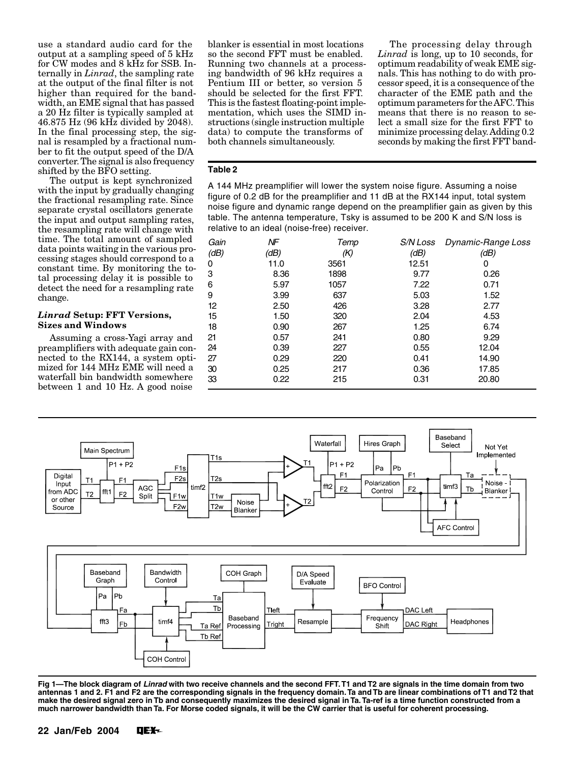use a standard audio card for the output at a sampling speed of 5 kHz for CW modes and 8 kHz for SSB. Internally in *Linrad*, the sampling rate at the output of the final filter is not higher than required for the bandwidth, an EME signal that has passed a 20 Hz filter is typically sampled at 46.875 Hz (96 kHz divided by 2048). In the final processing step, the signal is resampled by a fractional number to fit the output speed of the D/A converter. The signal is also frequency shifted by the BFO setting.

The output is kept synchronized with the input by gradually changing the fractional resampling rate. Since separate crystal oscillators generate the input and output sampling rates, the resampling rate will change with time. The total amount of sampled data points waiting in the various processing stages should correspond to a constant time. By monitoring the total processing delay it is possible to detect the need for a resampling rate change.

### *Linrad* Setup: FFT Versions, Sizes and Windows

Assuming a cross-Yagi array and preamplifiers with adequate gain connected to the RX144, a system optimized for 144 MHz EME will need a waterfall bin bandwidth somewhere between 1 and 10 Hz. A good noise blanker is essential in most locations so the second FFT must be enabled. Running two channels at a processing bandwidth of 96 kHz requires a Pentium III or better, so version 5 should be selected for the first FFT. This is the fastest floating-point implementation, which uses the SIMD instructions (single instruction multiple data) to compute the transforms of both channels simultaneously.

The processing delay through *Linrad* is long, up to 10 seconds, for optimum readability of weak EME signals. This has nothing to do with processor speed, it is a consequence of the character of the EME path and the optimum parameters for the AFC. This means that there is no reason to select a small size for the first FFT to minimize processing delay. Adding 0.2 seconds by making the first FFT band-

**Table 2**

A 144 MHz preamplifier will lower the system noise figure. Assuming a noise figure of 0.2 dB for the preamplifier and 11 dB at the RX144 input, total system noise figure and dynamic range depend on the preamplifier gain as given by this table. The antenna temperature, Tsky is assumed to be 200 K and S/N loss is relative to an ideal (noise-free) receiver.

| Gain (dB) | NF (dB) | Temp (K) | S/N Loss (dB) | Dynamic-Range Loss (dB) |
|---|---|---|---|---|
| 0 | 11.0 | 3561 | 12.51 | 0 |
| 3 | 8.36 | 1898 | 9.77 | 0.26 |
| 6 | 5.97 | 1057 | 7.22 | 0.71 |
| 9 | 3.99 | 637 | 5.03 | 1.52 |
| 12 | 2.50 | 426 | 3.28 | 2.77 |
| 15 | 1.50 | 320 | 2.04 | 4.53 |
| 18 | 0.90 | 267 | 1.25 | 6.74 |
| 21 | 0.57 | 241 | 0.80 | 9.29 |
| 24 | 0.39 | 227 | 0.55 | 12.04 |
| 27 | 0.29 | 220 | 0.41 | 14.90 |
| 30 | 0.25 | 217 | 0.36 | 17.85 |
| 33 | 0.22 | 215 | 0.31 | 20.80 |

**Fig 1—The block diagram of *Linrad* with two receive channels and the second FFT. T1 and T2 are signals in the time domain from two antennas 1 and 2. F1 and F2 are the corresponding signals in the frequency domain. Ta and Tb are linear combinations of T1 and T2 that make the desired signal zero in Tb and consequently maximizes the desired signal in Ta. Ta-ref is a time function constructed from a much narrower bandwidth than Ta. For Morse coded signals, it will be the CW carrier that is useful for coherent processing.**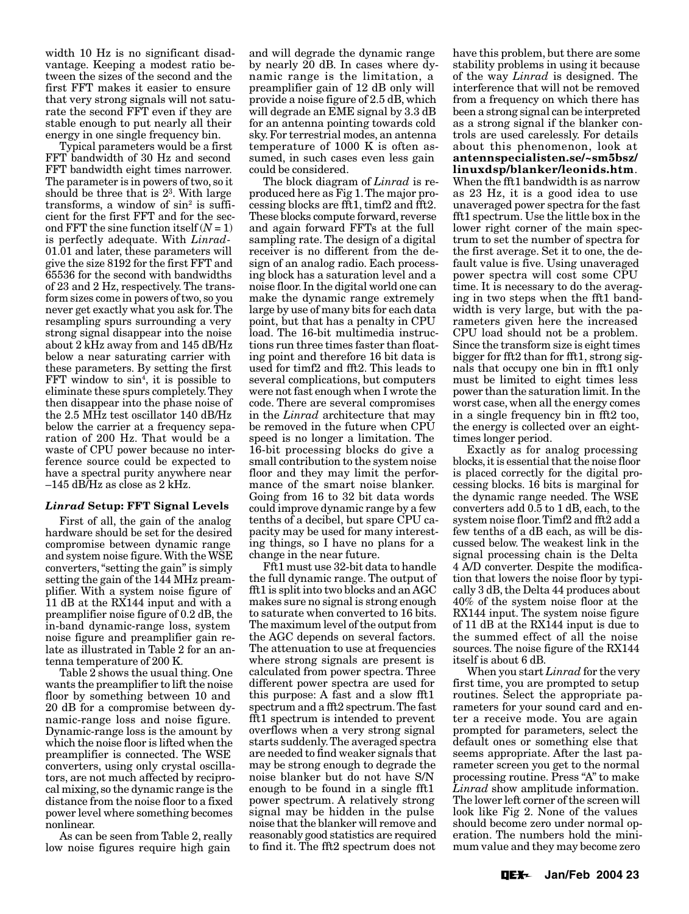width 10 Hz is no significant disadvantage. Keeping a modest ratio between the sizes of the second and the first FFT makes it easier to ensure that very strong signals will not saturate the second FFT even if they are stable enough to put nearly all their energy in one single frequency bin.

Typical parameters would be a first FFT bandwidth of 30 Hz and second FFT bandwidth eight times narrower. The parameter is in powers of two, so it should be three that is $2^3$. With large transforms, a window of $\sin^2$ is sufficient for the first FFT and for the second FFT the sine function itself ($N = 1$) is perfectly adequate. With *Linrad*-01.01 and later, these parameters will give the size 8192 for the first FFT and 65536 for the second with bandwidths of 23 and 2 Hz, respectively. The transform sizes come in powers of two, so you never get exactly what you ask for. The resampling spurs surrounding a very strong signal disappear into the noise about 2 kHz away from and 145 dB/Hz below a near saturating carrier with these parameters. By setting the first FFT window to $\sin^4$, it is possible to eliminate these spurs completely. They then disappear into the phase noise of the 2.5 MHz test oscillator 140 dB/Hz below the carrier at a frequency separation of 200 Hz. That would be a waste of CPU power because no interference source could be expected to have a spectral purity anywhere near –145 dB/Hz as close as 2 kHz.

### *Linrad* Setup: FFT Signal Levels

First of all, the gain of the analog hardware should be set for the desired compromise between dynamic range and system noise figure. With the WSE converters, "setting the gain" is simply setting the gain of the 144 MHz preamplifier. With a system noise figure of 11 dB at the RX144 input and with a preamplifier noise figure of 0.2 dB, the in-band dynamic-range loss, system noise figure and preamplifier gain relate as illustrated in Table 2 for an antenna temperature of 200 K.

Table 2 shows the usual thing. One wants the preamplifier to lift the noise floor by something between 10 and 20 dB for a compromise between dynamic-range loss and noise figure. Dynamic-range loss is the amount by which the noise floor is lifted when the preamplifier is connected. The WSE converters, using only crystal oscillators, are not much affected by reciprocal mixing, so the dynamic range is the distance from the noise floor to a fixed power level where something becomes nonlinear.

As can be seen from Table 2, really low noise figures require high gain and will degrade the dynamic range by nearly 20 dB. In cases where dynamic range is the limitation, a preamplifier gain of 12 dB only will provide a noise figure of 2.5 dB, which will degrade an EME signal by 3.3 dB for an antenna pointing towards cold sky. For terrestrial modes, an antenna temperature of 1000 K is often assumed, in such cases even less gain could be considered.

The block diagram of *Linrad* is reproduced here as Fig 1. The major processing blocks are fft1, timf2 and fft2. These blocks compute forward, reverse and again forward FFTs at the full sampling rate. The design of a digital receiver is no different from the design of an analog radio. Each processing block has a saturation level and a noise floor. In the digital world one can make the dynamic range extremely large by use of many bits for each data point, but that has a penalty in CPU load. The 16-bit multimedia instructions run three times faster than floating point and therefore 16 bit data is used for timf2 and fft2. This leads to several complications, but computers were not fast enough when I wrote the code. There are several compromises in the *Linrad* architecture that may be removed in the future when CPU speed is no longer a limitation. The 16-bit processing blocks do give a small contribution to the system noise floor and they may limit the performance of the smart noise blanker. Going from 16 to 32 bit data words could improve dynamic range by a few tenths of a decibel, but spare CPU capacity may be used for many interesting things, so I have no plans for a change in the near future.

Fft1 must use 32-bit data to handle the full dynamic range. The output of fft1 is split into two blocks and an AGC makes sure no signal is strong enough to saturate when converted to 16 bits. The maximum level of the output from the AGC depends on several factors. The attenuation to use at frequencies where strong signals are present is calculated from power spectra. Three different power spectra are used for this purpose: A fast and a slow fft1 spectrum and a fft2 spectrum. The fast fft1 spectrum is intended to prevent overflows when a very strong signal starts suddenly. The averaged spectra are needed to find weaker signals that may be strong enough to degrade the noise blanker but do not have S/N enough to be found in a single fft1 power spectrum. A relatively strong signal may be hidden in the pulse noise that the blanker will remove and reasonably good statistics are required to find it. The fft2 spectrum does not have this problem, but there are some stability problems in using it because of the way *Linrad* is designed. The interference that will not be removed from a frequency on which there has been a strong signal can be interpreted as a strong signal if the blanker controls are used carelessly. For details about this phenomenon, look at **antennspecialisten.se/~sm5bsz/linuxdsp/blanker/leonids.htm**. When the fft1 bandwidth is as narrow as 23 Hz, it is a good idea to use unaveraged power spectra for the fast fft1 spectrum. Use the little box in the lower right corner of the main spectrum to set the number of spectra for the first average. Set it to one, the default value is five. Using unaveraged power spectra will cost some CPU time. It is necessary to do the averaging in two steps when the fft1 bandwidth is very large, but with the parameters given here the increased CPU load should not be a problem. Since the transform size is eight times bigger for fft2 than for fft1, strong signals that occupy one bin in fft1 only must be limited to eight times less power than the saturation limit. In the worst case, when all the energy comes in a single frequency bin in fft2 too, the energy is collected over an eight-times longer period.

Exactly as for analog processing blocks, it is essential that the noise floor is placed correctly for the digital processing blocks. 16 bits is marginal for the dynamic range needed. The WSE converters add 0.5 to 1 dB, each, to the system noise floor. Timf2 and fft2 add a few tenths of a dB each, as will be discussed below. The weakest link in the signal processing chain is the Delta 4 A/D converter. Despite the modification that lowers the noise floor by typically 3 dB, the Delta 44 produces about 40% of the system noise floor at the RX144 input. The system noise figure of 11 dB at the RX144 input is due to the summed effect of all the noise sources. The noise figure of the RX144 itself is about 6 dB.

When you start *Linrad* for the very first time, you are prompted to setup routines. Select the appropriate parameters for your sound card and enter a receive mode. You are again prompted for parameters, select the default ones or something else that seems appropriate. After the last parameter screen you get to the normal processing routine. Press "A" to make *Linrad* show amplitude information. The lower left corner of the screen will look like Fig 2. None of the values should become zero under normal operation. The numbers hold the minimum value and they may become zero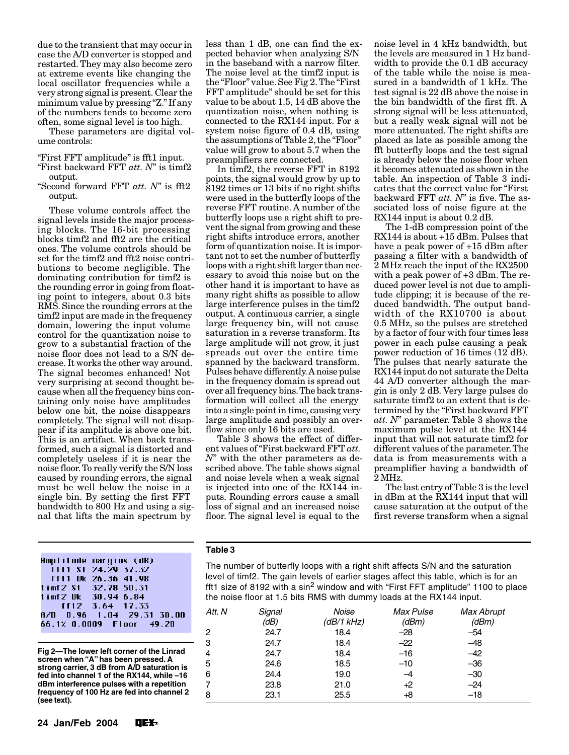due to the transient that may occur in case the A/D converter is stopped and restarted. They may also become zero at extreme events like changing the local oscillator frequencies while a very strong signal is present. Clear the minimum value by pressing "Z." If any of the numbers tends to become zero often, some signal level is too high.

These parameters are digital volume controls:

"First FFT amplitude" is fft1 input.
"First backward FFT *att. N*" is timf2 output.
"Second forward FFT *att. N*" is fft2 output.

These volume controls affect the signal levels inside the major processing blocks. The 16-bit processing blocks timf2 and fft2 are the critical ones. The volume controls should be set for the timf2 and fft2 noise contributions to become negligible. The dominating contribution for timf2 is the rounding error in going from floating point to integers, about 0.3 bits RMS. Since the rounding errors at the timf2 input are made in the frequency domain, lowering the input volume control for the quantization noise to grow to a substantial fraction of the noise floor does not lead to a S/N decrease. It works the other way around. The signal becomes enhanced! Not very surprising at second thought because when all the frequency bins containing only noise have amplitudes below one bit, the noise disappears completely. The signal will not disappear if its amplitude is above one bit. This is an artifact. When back transformed, such a signal is distorted and completely useless if it is near the noise floor. To really verify the S/N loss caused by rounding errors, the signal must be well below the noise in a single bin. By setting the first FFT bandwidth to 800 Hz and using a signal that lifts the main spectrum by less than 1 dB, one can find the expected behavior when analyzing S/N in the baseband with a narrow filter. The noise level at the timf2 input is the "Floor" value. See Fig 2. The "First FFT amplitude" should be set for this value to be about 1.5, 14 dB above the quantization noise, when nothing is connected to the RX144 input. For a system noise figure of 0.4 dB, using the assumptions of Table 2, the "Floor" value will grow to about 5.7 when the preamplifiers are connected.

In timf2, the reverse FFT in 8192 points, the signal would grow by up to 8192 times or 13 bits if no right shifts were used in the butterfly loops of the reverse FFT routine. A number of the butterfly loops use a right shift to prevent the signal from growing and these right shifts introduce errors, another form of quantization noise. It is important not to set the number of butterfly loops with a right shift larger than necessary to avoid this noise but on the other hand it is important to have as many right shifts as possible to allow large interference pulses in the timf2 output. A continuous carrier, a single large frequency bin, will not cause saturation in a reverse transform. Its large amplitude will not grow, it just spreads out over the entire time spanned by the backward transform. Pulses behave differently. A noise pulse in the frequency domain is spread out over all frequency bins. The back transformation will collect all the energy into a single point in time, causing very large amplitude and possibly an overflow since only 16 bits are used.

Table 3 shows the effect of different values of "First backward FFT *att. N*" with the other parameters as described above. The table shows signal and noise levels when a weak signal is injected into one of the RX144 inputs. Rounding errors cause a small loss of signal and an increased noise floor. The signal level is equal to the noise level in 4 kHz bandwidth, but the levels are measured in 1 Hz bandwidth to provide the 0.1 dB accuracy of the table while the noise is measured in a bandwidth of 1 kHz. The test signal is 22 dB above the noise in the bin bandwidth of the first fft. A strong signal will be less attenuated, but a really weak signal will not be more attenuated. The right shifts are placed as late as possible among the fft butterfly loops and the test signal is already below the noise floor when it becomes attenuated as shown in the table. An inspection of Table 3 indicates that the correct value for "First backward FFT *att. N*" is five. The associated loss of noise figure at the RX144 input is about 0.2 dB.

The 1-dB compression point of the RX144 is about +15 dBm. Pulses that have a peak power of +15 dBm after passing a filter with a bandwidth of 2 MHz reach the input of the RX2500 with a peak power of +3 dBm. The reduced power level is not due to amplitude clipping; it is because of the reduced bandwidth. The output bandwidth of the RX10700 is about 0.5 MHz, so the pulses are stretched by a factor of four with four times less power in each pulse causing a peak power reduction of 16 times (12 dB). The pulses that nearly saturate the RX144 input do not saturate the Delta 44 A/D converter although the margin is only 2 dB. Very large pulses do saturate timf2 to an extent that is determined by the "First backward FFT *att. N*" parameter. Table 3 shows the maximum pulse level at the RX144 input that will not saturate timf2 for different values of the parameter. The data is from measurements with a preamplifier having a bandwidth of 2 MHz.

The last entry of Table 3 is the level in dBm at the RX144 input that will cause saturation at the output of the first reverse transform when a signal

```
Amplitude margins (dB)
  fft1 St 24.29 37.32
  fft1 Wk 26.36 41.98
timf2 St  32.78 50.31
timf2 Wk  30.94 6.84
     fft2  3.64  17.33
A/D  0.96  1.04  29.31 30.00
66.1% 0.0009  Floor  49.20
```

Fig 2—The lower left corner of the Linrad screen when "A" has been pressed. A strong carrier, 3 dB from A/D saturation is fed into channel 1 of the RX144, while –16 dBm interference pulses with a repetition frequency of 100 Hz are fed into channel 2 (see text).

**Table 3**

The number of butterfly loops with a right shift affects S/N and the saturation level of timf2. The gain levels of earlier stages affect this table, which is for an fft1 size of 8192 with a $\sin^2$ window and with "First FFT amplitude" 1100 to place the noise floor at 1.5 bits RMS with dummy loads at the RX144 input.

| *Att. N* | *Signal (dB)* | *Noise (dB/1 kHz)* | *Max Pulse (dBm)* | *Max Abrupt (dBm)* |
|---|---|---|---|---|
| 2 | 24.7 | 18.4 | –28 | –54 |
| 3 | 24.7 | 18.4 | –22 | –48 |
| 4 | 24.7 | 18.4 | –16 | –42 |
| 5 | 24.6 | 18.5 | –10 | –36 |
| 6 | 24.4 | 19.0 | –4 | –30 |
| 7 | 23.8 | 21.0 | +2 | –24 |
| 8 | 23.1 | 25.5 | +8 | –18 |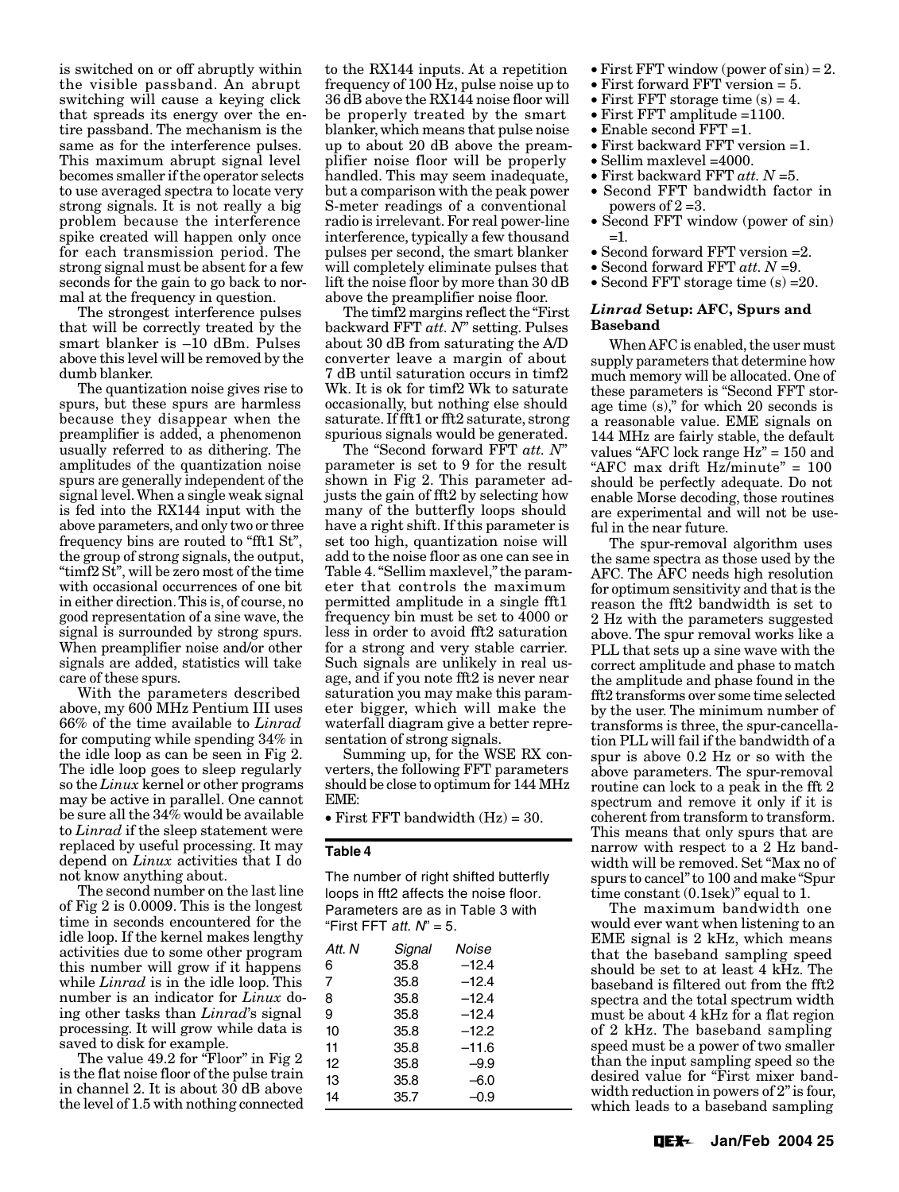is switched on or off abruptly within the visible passband. An abrupt switching will cause a keying click that spreads its energy over the entire passband. The mechanism is the same as for the interference pulses. This maximum abrupt signal level becomes smaller if the operator selects to use averaged spectra to locate very strong signals. It is not really a big problem because the interference spike created will happen only once for each transmission period. The strong signal must be absent for a few seconds for the gain to go back to normal at the frequency in question.

The strongest interference pulses that will be correctly treated by the smart blanker is –10 dBm. Pulses above this level will be removed by the dumb blanker.

The quantization noise gives rise to spurs, but these spurs are harmless because they disappear when the preamplifier is added, a phenomenon usually referred to as dithering. The amplitudes of the quantization noise spurs are generally independent of the signal level. When a single weak signal is fed into the RX144 input with the above parameters, and only two or three frequency bins are routed to "fft1 St", the group of strong signals, the output, "timf2 St", will be zero most of the time with occasional occurrences of one bit in either direction. This is, of course, no good representation of a sine wave, the signal is surrounded by strong spurs. When preamplifier noise and/or other signals are added, statistics will take care of these spurs.

With the parameters described above, my 600 MHz Pentium III uses 66% of the time available to *Linrad* for computing while spending 34% in the idle loop as can be seen in Fig 2. The idle loop goes to sleep regularly so the *Linux* kernel or other programs may be active in parallel. One cannot be sure all the 34% would be available to *Linrad* if the sleep statement were replaced by useful processing. It may depend on *Linux* activities that I do not know anything about.

The second number on the last line of Fig 2 is 0.0009. This is the longest time in seconds encountered for the idle loop. If the kernel makes lengthy activities due to some other program this number will grow if it happens while *Linrad* is in the idle loop. This number is an indicator for *Linux* doing other tasks than *Linrad*'s signal processing. It will grow while data is saved to disk for example.

The value 49.2 for "Floor" in Fig 2 is the flat noise floor of the pulse train in channel 2. It is about 30 dB above the level of 1.5 with nothing connected to the RX144 inputs. At a repetition frequency of 100 Hz, pulse noise up to 36 dB above the RX144 noise floor will be properly treated by the smart blanker, which means that pulse noise up to about 20 dB above the preamplifier noise floor will be properly handled. This may seem inadequate, but a comparison with the peak power S-meter readings of a conventional radio is irrelevant. For real power-line interference, typically a few thousand pulses per second, the smart blanker will completely eliminate pulses that lift the noise floor by more than 30 dB above the preamplifier noise floor.

The timf2 margins reflect the "First backward FFT *att. N*" setting. Pulses about 30 dB from saturating the A/D converter leave a margin of about 7 dB until saturation occurs in timf2 Wk. It is ok for timf2 Wk to saturate occasionally, but nothing else should saturate. If fft1 or fft2 saturate, strong spurious signals would be generated.

The "Second forward FFT *att. N*" parameter is set to 9 for the result shown in Fig 2. This parameter adjusts the gain of fft2 by selecting how many of the butterfly loops should have a right shift. If this parameter is set too high, quantization noise will add to the noise floor as one can see in Table 4. "Sellim maxlevel," the parameter that controls the maximum permitted amplitude in a single fft1 frequency bin must be set to 4000 or less in order to avoid fft2 saturation for a strong and very stable carrier. Such signals are unlikely in real usage, and if you note fft2 is never near saturation you may make this parameter bigger, which will make the waterfall diagram give a better representation of strong signals.

Summing up, for the WSE RX converters, the following FFT parameters should be close to optimum for 144 MHz EME:

- First FFT bandwidth (Hz) = 30.
- First FFT window (power of sin) = 2.
- First forward FFT version = 5.
- First FFT storage time (s) = 4.
- First FFT amplitude =1100.
- Enable second FFT =1.
- First backward FFT version =1.
- Sellim maxlevel =4000.
- First backward FFT *att. N* =5.
- Second FFT bandwidth factor in powers of 2 =3.
- Second FFT window (power of sin) =1.
- Second forward FFT version =2.
- Second forward FFT *att. N* =9.
- Second FFT storage time (s) =20.

**Table 4**

The number of right shifted butterfly loops in fft2 affects the noise floor. Parameters are as in Table 3 with "First FFT *att. N*" = 5.

| *Att. N* | *Signal* | *Noise* |
|---|---|---|
| 6 | 35.8 | –12.4 |
| 7 | 35.8 | –12.4 |
| 8 | 35.8 | –12.4 |
| 9 | 35.8 | –12.4 |
| 10 | 35.8 | –12.2 |
| 11 | 35.8 | –11.6 |
| 12 | 35.8 | –9.9 |
| 13 | 35.8 | –6.0 |
| 14 | 35.7 | –0.9 |

### *Linrad* Setup: AFC, Spurs and Baseband

When AFC is enabled, the user must supply parameters that determine how much memory will be allocated. One of these parameters is "Second FFT storage time (s)," for which 20 seconds is a reasonable value. EME signals on 144 MHz are fairly stable, the default values "AFC lock range Hz" = 150 and "AFC max drift Hz/minute" = 100 should be perfectly adequate. Do not enable Morse decoding, those routines are experimental and will not be useful in the near future.

The spur-removal algorithm uses the same spectra as those used by the AFC. The AFC needs high resolution for optimum sensitivity and that is the reason the fft2 bandwidth is set to 2 Hz with the parameters suggested above. The spur removal works like a PLL that sets up a sine wave with the correct amplitude and phase to match the amplitude and phase found in the fft2 transforms over some time selected by the user. The minimum number of transforms is three, the spur-cancellation PLL will fail if the bandwidth of a spur is above 0.2 Hz or so with the above parameters. The spur-removal routine can lock to a peak in the fft 2 spectrum and remove it only if it is coherent from transform to transform. This means that only spurs that are narrow with respect to a 2 Hz bandwidth will be removed. Set "Max no of spurs to cancel" to 100 and make "Spur time constant (0.1sek)" equal to 1.

The maximum bandwidth one would ever want when listening to an EME signal is 2 kHz, which means that the baseband sampling speed should be set to at least 4 kHz. The baseband is filtered out from the fft2 spectra and the total spectrum width must be about 4 kHz for a flat region of 2 kHz. The baseband sampling speed must be a power of two smaller than the input sampling speed so the desired value for "First mixer bandwidth reduction in powers of 2" is four, which leads to a baseband sampling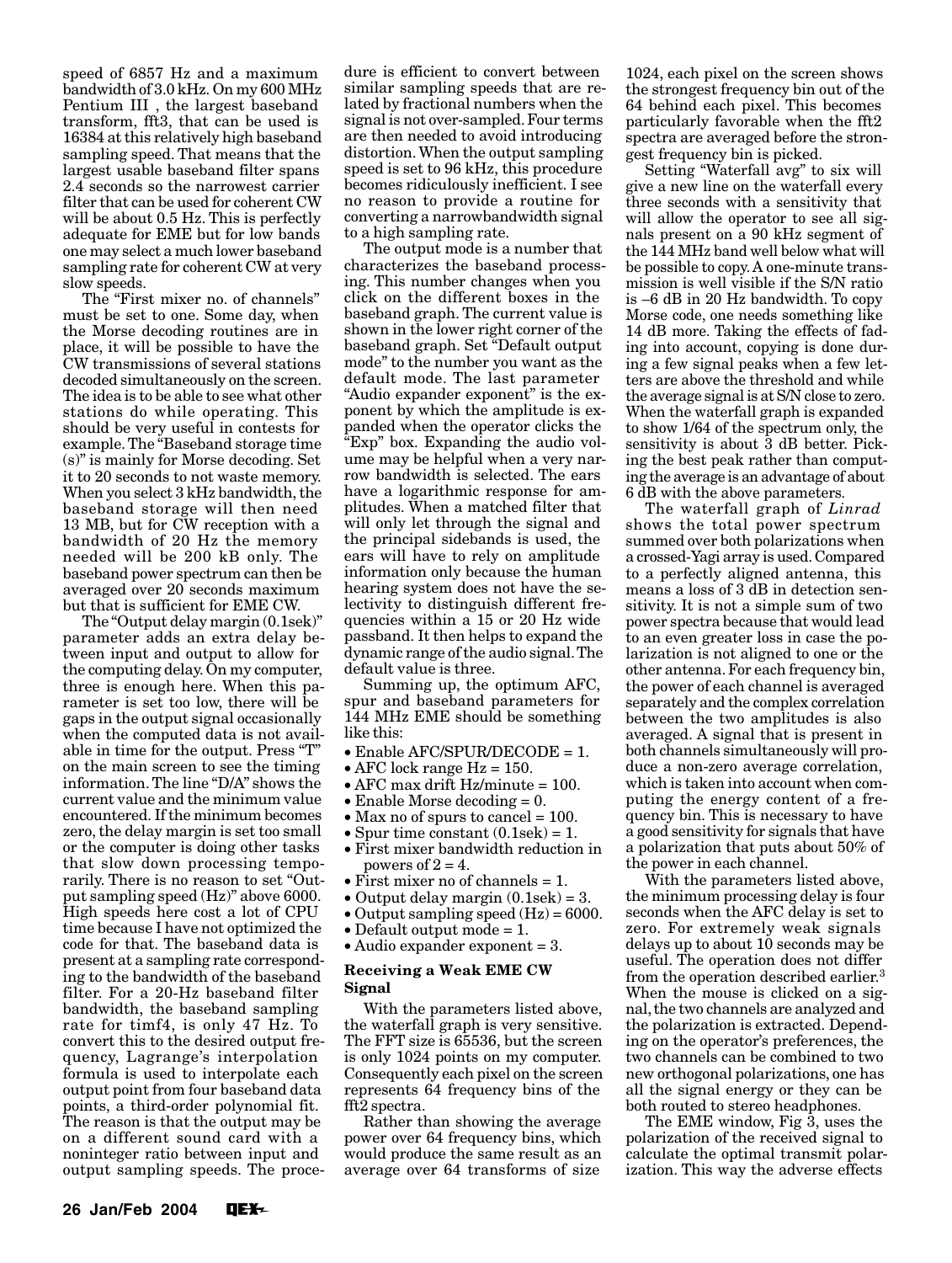speed of 6857 Hz and a maximum bandwidth of 3.0 kHz. On my 600 MHz Pentium III , the largest baseband transform, fft3, that can be used is 16384 at this relatively high baseband sampling speed. That means that the largest usable baseband filter spans 2.4 seconds so the narrowest carrier filter that can be used for coherent CW will be about 0.5 Hz. This is perfectly adequate for EME but for low bands one may select a much lower baseband sampling rate for coherent CW at very slow speeds.

The "First mixer no. of channels" must be set to one. Some day, when the Morse decoding routines are in place, it will be possible to have the CW transmissions of several stations decoded simultaneously on the screen. The idea is to be able to see what other stations do while operating. This should be very useful in contests for example. The "Baseband storage time (s)" is mainly for Morse decoding. Set it to 20 seconds to not waste memory. When you select 3 kHz bandwidth, the baseband storage will then need 13 MB, but for CW reception with a bandwidth of 20 Hz the memory needed will be 200 kB only. The baseband power spectrum can then be averaged over 20 seconds maximum but that is sufficient for EME CW.

The "Output delay margin (0.1sek)" parameter adds an extra delay between input and output to allow for the computing delay. On my computer, three is enough here. When this parameter is set too low, there will be gaps in the output signal occasionally when the computed data is not available in time for the output. Press "T" on the main screen to see the timing information. The line "D/A" shows the current value and the minimum value encountered. If the minimum becomes zero, the delay margin is set too small or the computer is doing other tasks that slow down processing temporarily. There is no reason to set "Output sampling speed (Hz)" above 6000. High speeds here cost a lot of CPU time because I have not optimized the code for that. The baseband data is present at a sampling rate corresponding to the bandwidth of the baseband filter. For a 20-Hz baseband filter bandwidth, the baseband sampling rate for timf4, is only 47 Hz. To convert this to the desired output frequency, Lagrange's interpolation formula is used to interpolate each output point from four baseband data points, a third-order polynomial fit. The reason is that the output may be on a different sound card with a noninteger ratio between input and output sampling speeds. The procedure is efficient to convert between similar sampling speeds that are related by fractional numbers when the signal is not over-sampled. Four terms are then needed to avoid introducing distortion. When the output sampling speed is set to 96 kHz, this procedure becomes ridiculously inefficient. I see no reason to provide a routine for converting a narrowbandwidth signal to a high sampling rate.

The output mode is a number that characterizes the baseband processing. This number changes when you click on the different boxes in the baseband graph. The current value is shown in the lower right corner of the baseband graph. Set "Default output mode" to the number you want as the default mode. The last parameter "Audio expander exponent" is the exponent by which the amplitude is expanded when the operator clicks the "Exp" box. Expanding the audio volume may be helpful when a very narrow bandwidth is selected. The ears have a logarithmic response for amplitudes. When a matched filter that will only let through the signal and the principal sidebands is used, the ears will have to rely on amplitude information only because the human hearing system does not have the selectivity to distinguish different frequencies within a 15 or 20 Hz wide passband. It then helps to expand the dynamic range of the audio signal. The default value is three.

Summing up, the optimum AFC, spur and baseband parameters for 144 MHz EME should be something like this:

- Enable AFC/SPUR/DECODE = 1.
- AFC lock range Hz = 150.
- AFC max drift Hz/minute = 100.
- Enable Morse decoding = 0.
- Max no of spurs to cancel = 100.
- Spur time constant (0.1sek) = 1.
- First mixer bandwidth reduction in powers of 2 = 4.
- First mixer no of channels = 1.
- Output delay margin (0.1sek) = 3.
- Output sampling speed (Hz) = 6000.
- Default output mode = 1.
- Audio expander exponent = 3.

**Receiving a Weak EME CW Signal**

With the parameters listed above, the waterfall graph is very sensitive. The FFT size is 65536, but the screen is only 1024 points on my computer. Consequently each pixel on the screen represents 64 frequency bins of the fft2 spectra.

Rather than showing the average power over 64 frequency bins, which would produce the same result as an average over 64 transforms of size 1024, each pixel on the screen shows the strongest frequency bin out of the 64 behind each pixel. This becomes particularly favorable when the fft2 spectra are averaged before the strongest frequency bin is picked.

Setting "Waterfall avg" to six will give a new line on the waterfall every three seconds with a sensitivity that will allow the operator to see all signals present on a 90 kHz segment of the 144 MHz band well below what will be possible to copy. A one-minute transmission is well visible if the S/N ratio is –6 dB in 20 Hz bandwidth. To copy Morse code, one needs something like 14 dB more. Taking the effects of fading into account, copying is done during a few signal peaks when a few letters are above the threshold and while the average signal is at S/N close to zero. When the waterfall graph is expanded to show 1/64 of the spectrum only, the sensitivity is about 3 dB better. Picking the best peak rather than computing the average is an advantage of about 6 dB with the above parameters.

The waterfall graph of *Linrad* shows the total power spectrum summed over both polarizations when a crossed-Yagi array is used. Compared to a perfectly aligned antenna, this means a loss of 3 dB in detection sensitivity. It is not a simple sum of two power spectra because that would lead to an even greater loss in case the polarization is not aligned to one or the other antenna. For each frequency bin, the power of each channel is averaged separately and the complex correlation between the two amplitudes is also averaged. A signal that is present in both channels simultaneously will produce a non-zero average correlation, which is taken into account when computing the energy content of a frequency bin. This is necessary to have a good sensitivity for signals that have a polarization that puts about 50% of the power in each channel.

With the parameters listed above, the minimum processing delay is four seconds when the AFC delay is set to zero. For extremely weak signals delays up to about 10 seconds may be useful. The operation does not differ from the operation described earlier.[3] When the mouse is clicked on a signal, the two channels are analyzed and the polarization is extracted. Depending on the operator's preferences, the two channels can be combined to two new orthogonal polarizations, one has all the signal energy or they can be both routed to stereo headphones.

The EME window, Fig 3, uses the polarization of the received signal to calculate the optimal transmit polarization. This way the adverse effects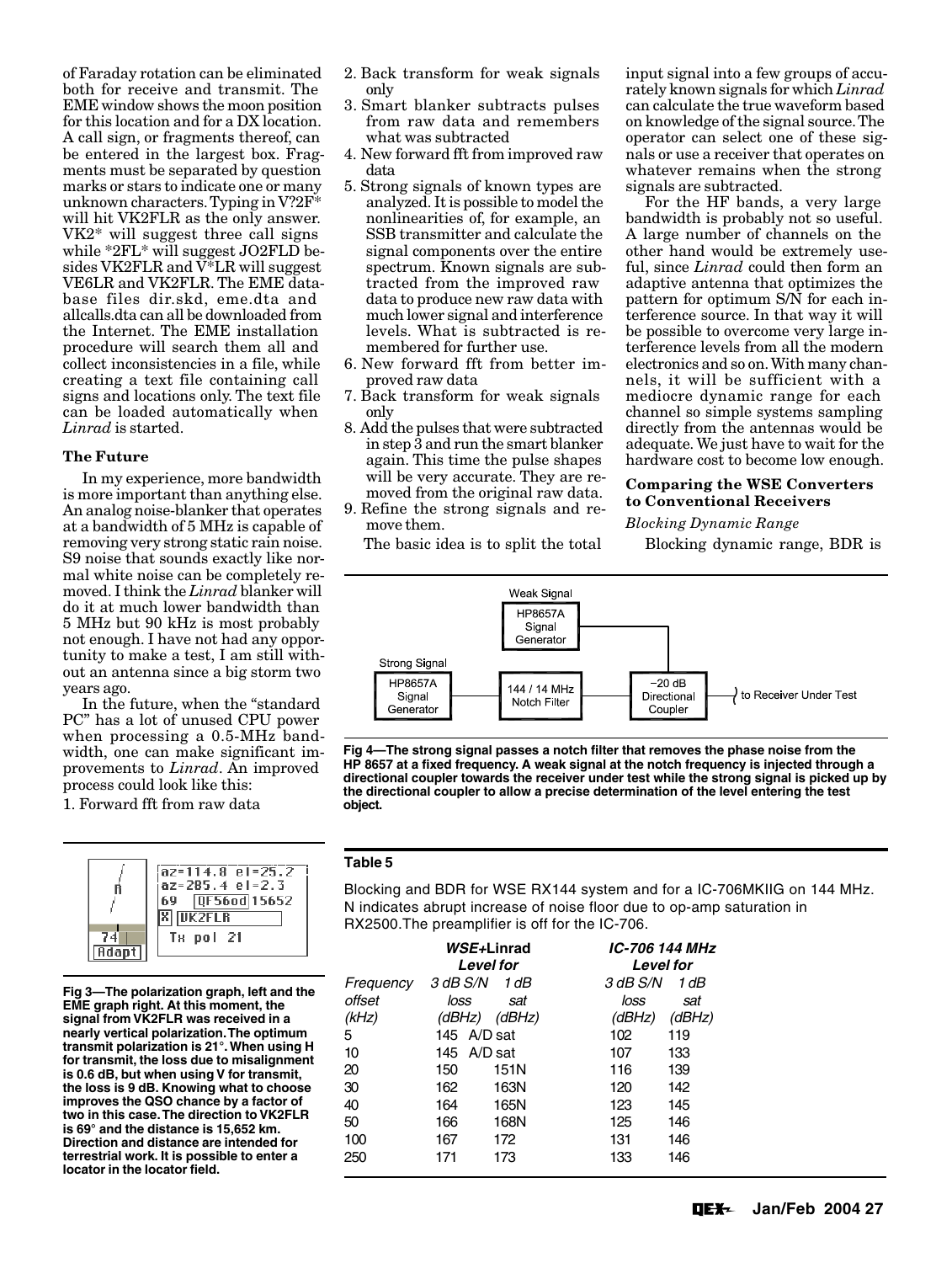of Faraday rotation can be eliminated both for receive and transmit. The EME window shows the moon position for this location and for a DX location. A call sign, or fragments thereof, can be entered in the largest box. Fragments must be separated by question marks or stars to indicate one or many unknown characters. Typing in V?2F* will hit VK2FLR as the only answer. VK2* will suggest three call signs while *2FL* will suggest JO2FLD besides VK2FLR and V*LR will suggest VE6LR and VK2FLR. The EME database files dir.skd, eme.dta and allcalls.dta can all be downloaded from the Internet. The EME installation procedure will search them all and collect inconsistencies in a file, while creating a text file containing call signs and locations only. The text file can be loaded automatically when *Linrad* is started.

**The Future**

In my experience, more bandwidth is more important than anything else. An analog noise-blanker that operates at a bandwidth of 5 MHz is capable of removing very strong static rain noise. S9 noise that sounds exactly like normal white noise can be completely removed. I think the *Linrad* blanker will do it at much lower bandwidth than 5 MHz but 90 kHz is most probably not enough. I have not had any opportunity to make a test, I am still without an antenna since a big storm two years ago.

In the future, when the "standard PC" has a lot of unused CPU power when processing a 0.5-MHz bandwidth, one can make significant improvements to *Linrad*. An improved process could look like this:

1. Forward fft from raw data
2. Back transform for weak signals only
3. Smart blanker subtracts pulses from raw data and remembers what was subtracted
4. New forward fft from improved raw data
5. Strong signals of known types are analyzed. It is possible to model the nonlinearities of, for example, an SSB transmitter and calculate the signal components over the entire spectrum. Known signals are subtracted from the improved raw data to produce new raw data with much lower signal and interference levels. What is subtracted is remembered for further use.
6. New forward fft from better improved raw data
7. Back transform for weak signals only
8. Add the pulses that were subtracted in step 3 and run the smart blanker again. This time the pulse shapes will be very accurate. They are removed from the original raw data.
9. Refine the strong signals and remove them.

The basic idea is to split the total input signal into a few groups of accurately known signals for which *Linrad* can calculate the true waveform based on knowledge of the signal source. The operator can select one of these signals or use a receiver that operates on whatever remains when the strong signals are subtracted.

For the HF bands, a very large bandwidth is probably not so useful. A large number of channels on the other hand would be extremely useful, since *Linrad* could then form an adaptive antenna that optimizes the pattern for optimum S/N for each interference source. In that way it will be possible to overcome very large interference levels from all the modern electronics and so on. With many channels, it will be sufficient with a mediocre dynamic range for each channel so simple systems sampling directly from the antennas would be adequate. We just have to wait for the hardware cost to become low enough.

**Comparing the WSE Converters to Conventional Receivers**

*Blocking Dynamic Range*

Blocking dynamic range, BDR is

**Fig 4—The strong signal passes a notch filter that removes the phase noise from the HP 8657 at a fixed frequency. A weak signal at the notch frequency is injected through a directional coupler towards the receiver under test while the strong signal is picked up by the directional coupler to allow a precise determination of the level entering the test object.**

**Fig 3—The polarization graph, left and the EME graph right. At this moment, the signal from VK2FLR was received in a nearly vertical polarization. The optimum transmit polarization is 21°. When using H for transmit, the loss due to misalignment is 0.6 dB, but when using V for transmit, the loss is 9 dB. Knowing what to choose improves the QSO chance by a factor of two in this case. The direction to VK2FLR is 69° and the distance is 15,652 km. Direction and distance are intended for terrestrial work. It is possible to enter a locator in the locator field.**

**Table 5**

Blocking and BDR for WSE RX144 system and for a IC-706MKIIG on 144 MHz. N indicates abrupt increase of noise floor due to op-amp saturation in RX2500. The preamplifier is off for the IC-706.

| | *WSE+Linrad Level for* | | *IC-706 144 MHz Level for* | |
|---|---|---|---|---|
| *Frequency offset (kHz)* | *3 dB S/N loss (dBHz)* | *1 dB sat (dBHz)* | *3 dB S/N loss (dBHz)* | *1 dB sat (dBHz)* |
| 5 | 145 | A/D sat | 102 | 119 |
| 10 | 145 | A/D sat | 107 | 133 |
| 20 | 150 | 151N | 116 | 139 |
| 30 | 162 | 163N | 120 | 142 |
| 40 | 164 | 165N | 123 | 145 |
| 50 | 166 | 168N | 125 | 146 |
| 100 | 167 | 172 | 131 | 146 |
| 250 | 171 | 173 | 133 | 146 |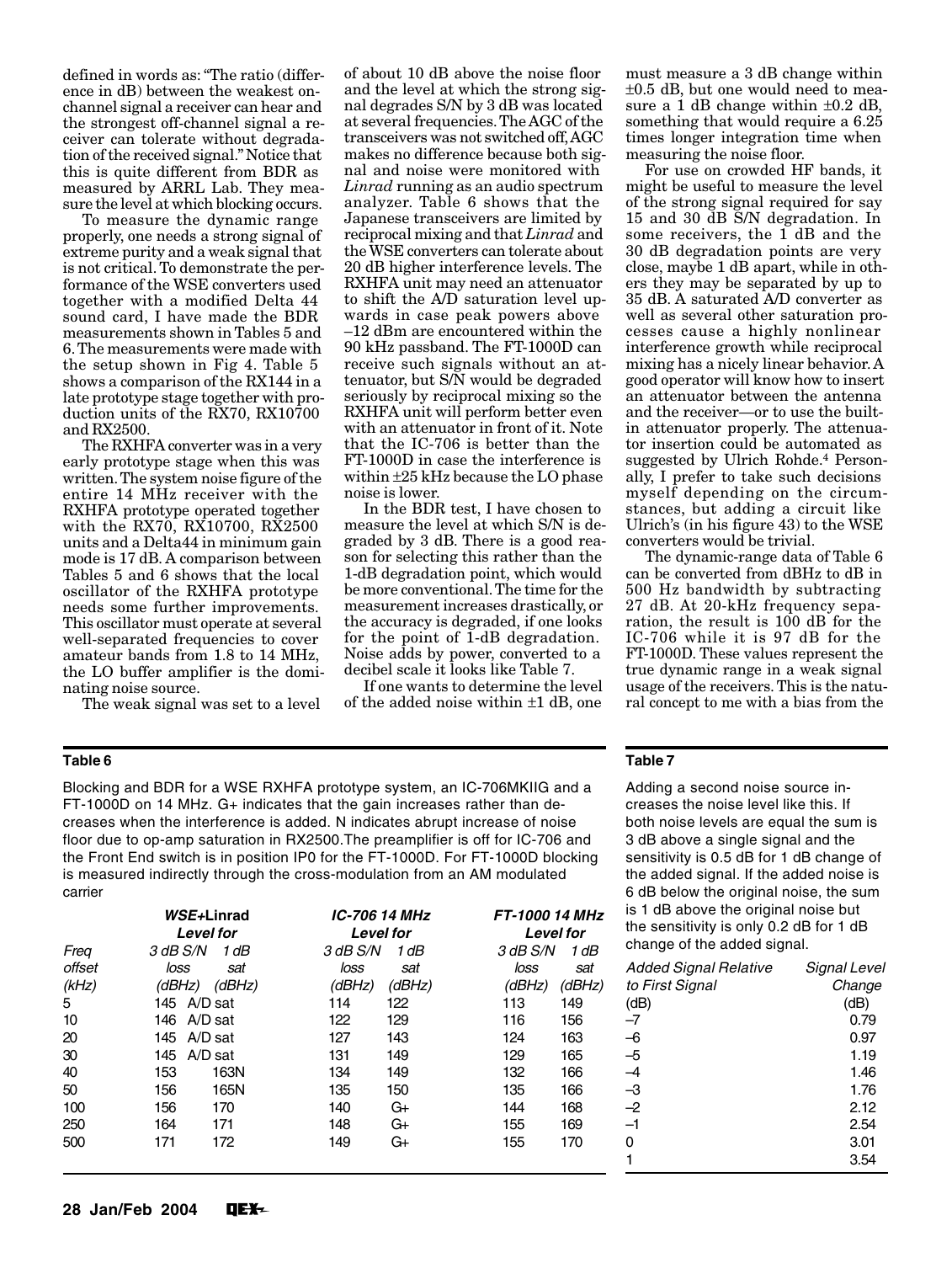defined in words as: "The ratio (difference in dB) between the weakest on-channel signal a receiver can hear and the strongest off-channel signal a receiver can tolerate without degradation of the received signal." Notice that this is quite different from BDR as measured by ARRL Lab. They measure the level at which blocking occurs.

To measure the dynamic range properly, one needs a strong signal of extreme purity and a weak signal that is not critical. To demonstrate the performance of the WSE converters used together with a modified Delta 44 sound card, I have made the BDR measurements shown in Tables 5 and 6. The measurements were made with the setup shown in Fig 4. Table 5 shows a comparison of the RX144 in a late prototype stage together with production units of the RX70, RX10700 and RX2500.

The RXHFA converter was in a very early prototype stage when this was written. The system noise figure of the entire 14 MHz receiver with the RXHFA prototype operated together with the RX70, RX10700, RX2500 units and a Delta44 in minimum gain mode is 17 dB. A comparison between Tables 5 and 6 shows that the local oscillator of the RXHFA prototype needs some further improvements. This oscillator must operate at several well-separated frequencies to cover amateur bands from 1.8 to 14 MHz, the LO buffer amplifier is the dominating noise source.

The weak signal was set to a level of about 10 dB above the noise floor and the level at which the strong signal degrades S/N by 3 dB was located at several frequencies. The AGC of the transceivers was not switched off, AGC makes no difference because both signal and noise were monitored with *Linrad* running as an audio spectrum analyzer. Table 6 shows that the Japanese transceivers are limited by reciprocal mixing and that *Linrad* and the WSE converters can tolerate about 20 dB higher interference levels. The RXHFA unit may need an attenuator to shift the A/D saturation level upwards in case peak powers above –12 dBm are encountered within the 90 kHz passband. The FT-1000D can receive such signals without an attenuator, but S/N would be degraded seriously by reciprocal mixing so the RXHFA unit will perform better even with an attenuator in front of it. Note that the IC-706 is better than the FT-1000D in case the interference is within ±25 kHz because the LO phase noise is lower.

In the BDR test, I have chosen to measure the level at which S/N is degraded by 3 dB. There is a good reason for selecting this rather than the 1-dB degradation point, which would be more conventional. The time for the measurement increases drastically, or the accuracy is degraded, if one looks for the point of 1-dB degradation. Noise adds by power, converted to a decibel scale it looks like Table 7.

If one wants to determine the level of the added noise within ±1 dB, one must measure a 3 dB change within ±0.5 dB, but one would need to measure a 1 dB change within ±0.2 dB, something that would require a 6.25 times longer integration time when measuring the noise floor.

For use on crowded HF bands, it might be useful to measure the level of the strong signal required for say 15 and 30 dB S/N degradation. In some receivers, the 1 dB and the 30 dB degradation points are very close, maybe 1 dB apart, while in others they may be separated by up to 35 dB. A saturated A/D converter as well as several other saturation processes cause a highly nonlinear interference growth while reciprocal mixing has a nicely linear behavior. A good operator will know how to insert an attenuator between the antenna and the receiver—or to use the built-in attenuator properly. The attenuator insertion could be automated as suggested by Ulrich Rohde.[4] Personally, I prefer to take such decisions myself depending on the circumstances, but adding a circuit like Ulrich's (in his figure 43) to the WSE converters would be trivial.

The dynamic-range data of Table 6 can be converted from dBHz to dB in 500 Hz bandwidth by subtracting 27 dB. At 20-kHz frequency separation, the result is 100 dB for the IC-706 while it is 97 dB for the FT-1000D. These values represent the true dynamic range in a weak signal usage of the receivers. This is the natural concept to me with a bias from the

**Table 6**

Blocking and BDR for a WSE RXHFA prototype system, an IC-706MKIIG and a FT-1000D on 14 MHz. G+ indicates that the gain increases rather than decreases when the interference is added. N indicates abrupt increase of noise floor due to op-amp saturation in RX2500. The preamplifier is off for IC-706 and the Front End switch is in position IP0 for the FT-1000D. For FT-1000D blocking is measured indirectly through the cross-modulation from an AM modulated carrier

| | *WSE+*Linrad Level for | | *IC-706 14 MHz* Level for | | *FT-1000 14 MHz* Level for | |
|---|---|---|---|---|---|---|
| Freq offset (kHz) | 3 dB S/N loss (dBHz) | 1 dB sat (dBHz) | 3 dB S/N loss (dBHz) | 1 dB sat (dBHz) | 3 dB S/N loss (dBHz) | 1 dB sat (dBHz) |
| 5 | 145 | A/D sat | 114 | 122 | 113 | 149 |
| 10 | 146 | A/D sat | 122 | 129 | 116 | 156 |
| 20 | 145 | A/D sat | 127 | 143 | 124 | 163 |
| 30 | 145 | A/D sat | 131 | 149 | 129 | 165 |
| 40 | 153 | 163N | 134 | 149 | 132 | 166 |
| 50 | 156 | 165N | 135 | 150 | 135 | 166 |
| 100 | 156 | 170 | 140 | G+ | 144 | 168 |
| 250 | 164 | 171 | 148 | G+ | 155 | 169 |
| 500 | 171 | 172 | 149 | G+ | 155 | 170 |

**Table 7**

Adding a second noise source increases the noise level like this. If both noise levels are equal the sum is 3 dB above a single signal and the sensitivity is 0.5 dB for 1 dB change of the added signal. If the added noise is 6 dB below the original noise, the sum is 1 dB above the original noise but the sensitivity is only 0.2 dB for 1 dB change of the added signal.

| Added Signal Relative to First Signal (dB) | Signal Level Change (dB) |
|---|---|
| –7 | 0.79 |
| –6 | 0.97 |
| –5 | 1.19 |
| –4 | 1.46 |
| –3 | 1.76 |
| –2 | 2.12 |
| –1 | 2.54 |
| 0 | 3.01 |
| 1 | 3.54 |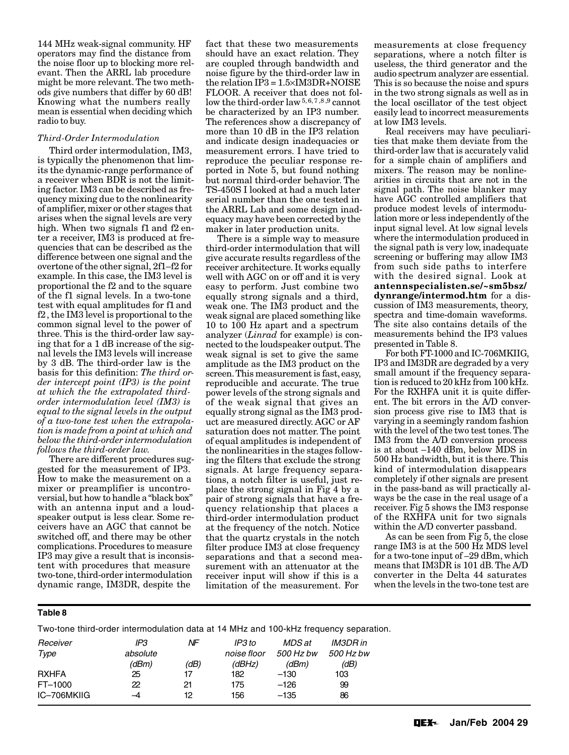144 MHz weak-signal community. HF operators may find the distance from the noise floor up to blocking more relevant. Then the ARRL lab procedure might be more relevant. The two methods give numbers that differ by 60 dB! Knowing what the numbers really mean is essential when deciding which radio to buy.

### *Third-Order Intermodulation*

Third order intermodulation, IM3, is typically the phenomenon that limits the dynamic-range performance of a receiver when BDR is not the limiting factor. IM3 can be described as frequency mixing due to the nonlinearity of amplifier, mixer or other stages that arises when the signal levels are very high. When two signals f1 and f2 enter a receiver, IM3 is produced at frequencies that can be described as the difference between one signal and the overtone of the other signal, 2f1–f2 for example. In this case, the IM3 level is proportional the f2 and to the square of the f1 signal levels. In a two-tone test with equal amplitudes for f1 and f2, the IM3 level is proportional to the common signal level to the power of three. This is the third-order law saying that for a 1 dB increase of the signal levels the IM3 levels will increase by 3 dB. The third-order law is the basis for this definition: *The third order intercept point (IP3) is the point at which the the extrapolated third-order intermodulation level (IM3) is equal to the signal levels in the output of a two-tone test when the extrapolation is made from a point at which and below the third-order intermodulation follows the third-order law.*

There are different procedures suggested for the measurement of IP3. How to make the measurement on a mixer or preamplifier is uncontroversial, but how to handle a "black box" with an antenna input and a loudspeaker output is less clear. Some receivers have an AGC that cannot be switched off, and there may be other complications. Procedures to measure IP3 may give a result that is inconsistent with procedures that measure two-tone, third-order intermodulation dynamic range, IM3DR, despite the fact that these two measurements should have an exact relation. They are coupled through bandwidth and noise figure by the third-order law in the relation IP3 = 1.5×IM3DR+NOISE FLOOR. A receiver that does not follow the third-order law [5,6,7,8,9] cannot be characterized by an IP3 number. The references show a discrepancy of more than 10 dB in the IP3 relation and indicate design inadequacies or measurement errors. I have tried to reproduce the peculiar response reported in Note 5, but found nothing but normal third-order behavior. The TS-450S I looked at had a much later serial number than the one tested in the ARRL Lab and some design inadequacy may have been corrected by the maker in later production units.

There is a simple way to measure third-order intermodulation that will give accurate results regardless of the receiver architecture. It works equally well with AGC on or off and it is very easy to perform. Just combine two equally strong signals and a third, weak one. The IM3 product and the weak signal are placed something like 10 to 100 Hz apart and a spectrum analyzer (*Linrad* for example) is connected to the loudspeaker output. The weak signal is set to give the same amplitude as the IM3 product on the screen. This measurement is fast, easy, reproducible and accurate. The true power levels of the strong signals and of the weak signal that gives an equally strong signal as the IM3 product are measured directly. AGC or AF saturation does not matter. The point of equal amplitudes is independent of the nonlinearities in the stages following the filters that exclude the strong signals. At large frequency separations, a notch filter is useful, just replace the strong signal in Fig 4 by a pair of strong signals that have a frequency relationship that places a third-order intermodulation product at the frequency of the notch. Notice that the quartz crystals in the notch filter produce IM3 at close frequency separations and that a second measurement with an attenuator at the receiver input will show if this is a limitation of the measurement. For measurements at close frequency separations, where a notch filter is useless, the third generator and the audio spectrum analyzer are essential. This is so because the noise and spurs in the two strong signals as well as in the local oscillator of the test object easily lead to incorrect measurements at low IM3 levels.

Real receivers may have peculiarities that make them deviate from the third-order law that is accurately valid for a simple chain of amplifiers and mixers. The reason may be nonlinearities in circuits that are not in the signal path. The noise blanker may have AGC controlled amplifiers that produce modest levels of intermodulation more or less independently of the input signal level. At low signal levels where the intermodulation produced in the signal path is very low, inadequate screening or buffering may allow IM3 from such side paths to interfere with the desired signal. Look at **antennspecialisten.se/~sm5bsz/dynrange/intermod.htm** for a discussion of IM3 measurements, theory, spectra and time-domain waveforms. The site also contains details of the measurements behind the IP3 values presented in Table 8.

For both FT-1000 and IC-706MKIIG, IP3 and IM3DR are degraded by a very small amount if the frequency separation is reduced to 20 kHz from 100 kHz. For the RXHFA unit it is quite different. The bit errors in the A/D conversion process give rise to IM3 that is varying in a seemingly random fashion with the level of the two test tones. The IM3 from the A/D conversion process is at about –140 dBm, below MDS in 500 Hz bandwidth, but it is there. This kind of intermodulation disappears completely if other signals are present in the pass-band as will practically always be the case in the real usage of a receiver. Fig 5 shows the IM3 response of the RXHFA unit for two signals within the A/D converter passband.

As can be seen from Fig 5, the close range IM3 is at the 500 Hz MDS level for a two-tone input of –29 dBm, which means that IM3DR is 101 dB. The A/D converter in the Delta 44 saturates when the levels in the two-tone test are

**Table 8**

Two-tone third-order intermodulation data at 14 MHz and 100-kHz frequency separation.

| *Receiver Type* | *IP3 absolute (dBm)* | *NF (dB)* | *IP3 to noise floor (dBHz)* | *MDS at 500 Hz bw (dBm)* | *IM3DR in 500 Hz bw (dB)* |
|---|---|---|---|---|---|
| RXHFA | 25 | 17 | 182 | –130 | 103 |
| FT–1000 | 22 | 21 | 175 | –126 | 99 |
| IC–706MKIIG | –4 | 12 | 156 | –135 | 86 |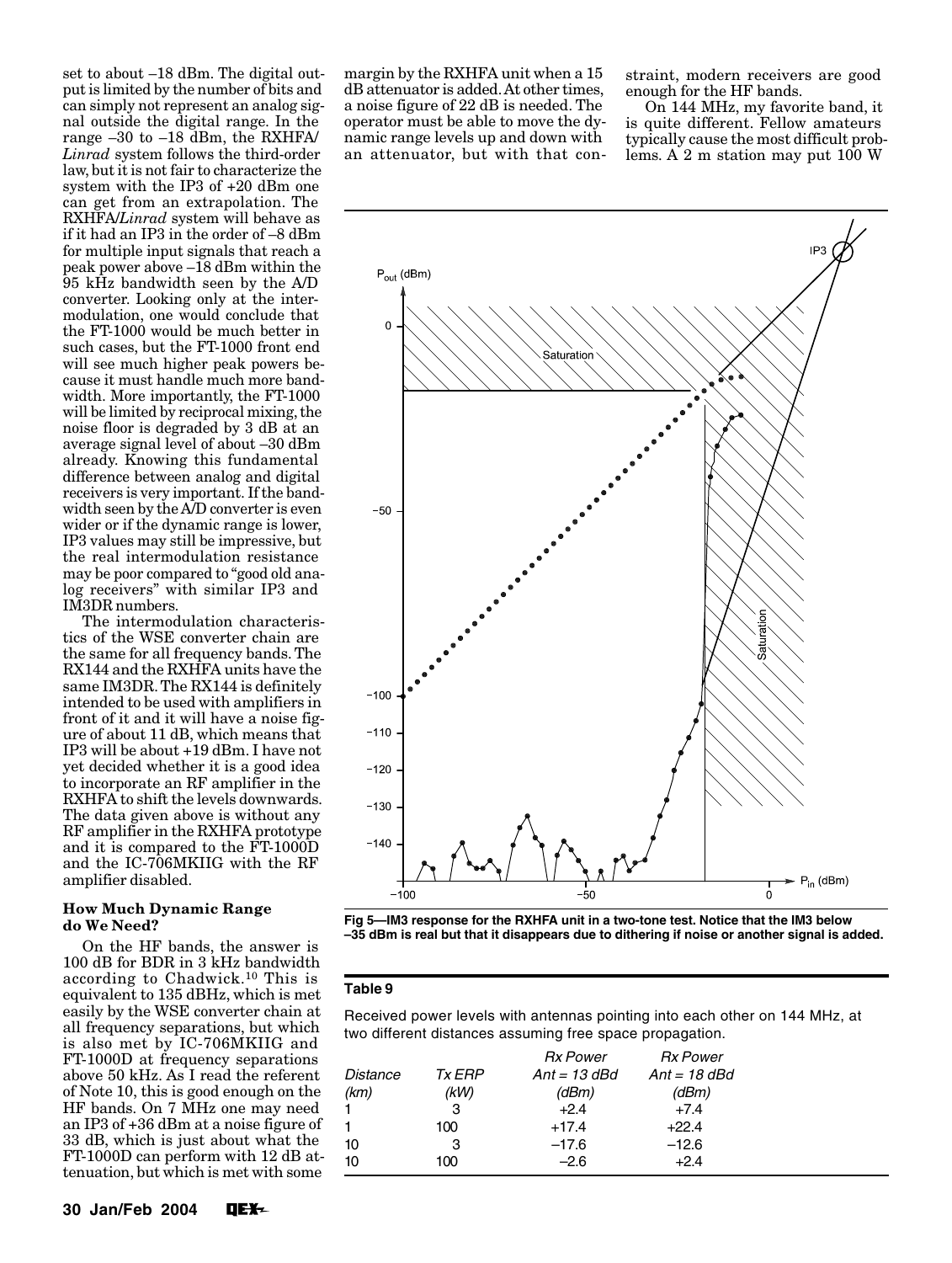set to about –18 dBm. The digital output is limited by the number of bits and can simply not represent an analog signal outside the digital range. In the range –30 to –18 dBm, the RXHFA/*Linrad* system follows the third-order law, but it is not fair to characterize the system with the IP3 of +20 dBm one can get from an extrapolation. The RXHFA/*Linrad* system will behave as if it had an IP3 in the order of –8 dBm for multiple input signals that reach a peak power above –18 dBm within the 95 kHz bandwidth seen by the A/D converter. Looking only at the intermodulation, one would conclude that the FT-1000 would be much better in such cases, but the FT-1000 front end will see much higher peak powers because it must handle much more bandwidth. More importantly, the FT-1000 will be limited by reciprocal mixing, the noise floor is degraded by 3 dB at an average signal level of about –30 dBm already. Knowing this fundamental difference between analog and digital receivers is very important. If the bandwidth seen by the A/D converter is even wider or if the dynamic range is lower, IP3 values may still be impressive, but the real intermodulation resistance may be poor compared to "good old analog receivers" with similar IP3 and IM3DR numbers.

The intermodulation characteristics of the WSE converter chain are the same for all frequency bands. The RX144 and the RXHFA units have the same IM3DR. The RX144 is definitely intended to be used with amplifiers in front of it and it will have a noise figure of about 11 dB, which means that IP3 will be about +19 dBm. I have not yet decided whether it is a good idea to incorporate an RF amplifier in the RXHFA to shift the levels downwards. The data given above is without any RF amplifier in the RXHFA prototype and it is compared to the FT-1000D and the IC-706MKIIG with the RF amplifier disabled.

### How Much Dynamic Range do We Need?

On the HF bands, the answer is 100 dB for BDR in 3 kHz bandwidth according to Chadwick.[10] This is equivalent to 135 dBHz, which is met easily by the WSE converter chain at all frequency separations, but which is also met by IC-706MKIIG and FT-1000D at frequency separations above 50 kHz. As I read the referent of Note 10, this is good enough on the HF bands. On 7 MHz one may need an IP3 of +36 dBm at a noise figure of 33 dB, which is just about what the FT-1000D can perform with 12 dB attenuation, but which is met with some margin by the RXHFA unit when a 15 dB attenuator is added. At other times, a noise figure of 22 dB is needed. The operator must be able to move the dynamic range levels up and down with an attenuator, but with that constraint, modern receivers are good enough for the HF bands.

On 144 MHz, my favorite band, it is quite different. Fellow amateurs typically cause the most difficult problems. A 2 m station may put 100 W

Fig 5—IM3 response for the RXHFA unit in a two-tone test. Notice that the IM3 below –35 dBm is real but that it disappears due to dithering if noise or another signal is added.

**Table 9**

Received power levels with antennas pointing into each other on 144 MHz, at two different distances assuming free space propagation.

| *Distance (km)* | *Tx ERP (kW)* | *Rx Power Ant = 13 dBd (dBm)* | *Rx Power Ant = 18 dBd (dBm)* |
|---|---|---|---|
| 1 | 3 | +2.4 | +7.4 |
| 1 | 100 | +17.4 | +22.4 |
| 10 | 3 | –17.6 | –12.6 |
| 10 | 100 | –2.6 | +2.4 |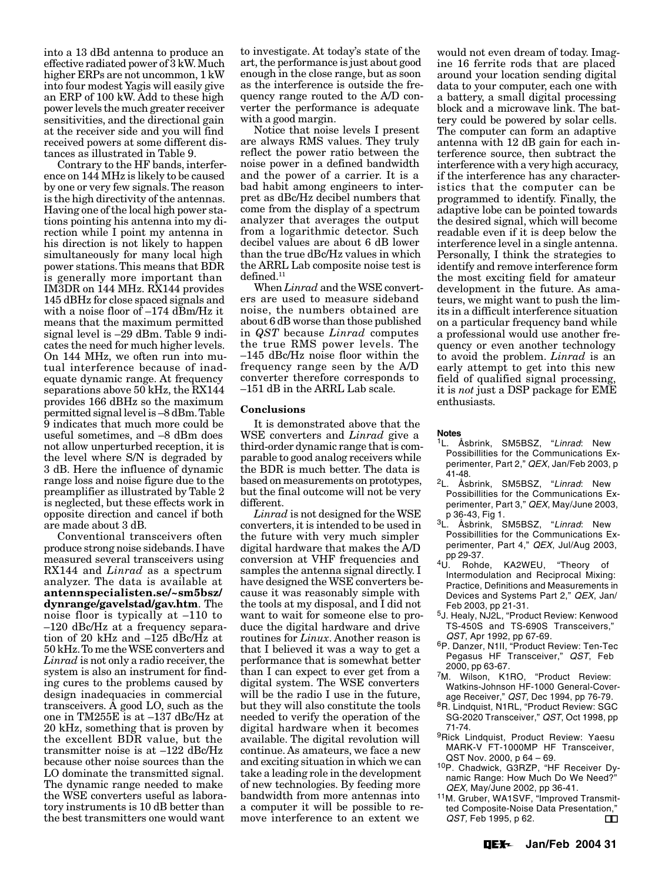into a 13 dBd antenna to produce an effective radiated power of 3 kW. Much higher ERPs are not uncommon, 1 kW into four modest Yagis will easily give an ERP of 100 kW. Add to these high power levels the much greater receiver sensitivities, and the directional gain at the receiver side and you will find received powers at some different distances as illustrated in Table 9.

Contrary to the HF bands, interference on 144 MHz is likely to be caused by one or very few signals. The reason is the high directivity of the antennas. Having one of the local high power stations pointing his antenna into my direction while I point my antenna in his direction is not likely to happen simultaneously for many local high power stations. This means that BDR is generally more important than IM3DR on 144 MHz. RX144 provides 145 dBHz for close spaced signals and with a noise floor of –174 dBm/Hz it means that the maximum permitted signal level is –29 dBm. Table 9 indicates the need for much higher levels. On 144 MHz, we often run into mutual interference because of inadequate dynamic range. At frequency separations above 50 kHz, the RX144 provides 166 dBHz so the maximum permitted signal level is –8 dBm. Table 9 indicates that much more could be useful sometimes, and –8 dBm does not allow unperturbed reception, it is the level where S/N is degraded by 3 dB. Here the influence of dynamic range loss and noise figure due to the preamplifier as illustrated by Table 2 is neglected, but these effects work in opposite direction and cancel if both are made about 3 dB.

Conventional transceivers often produce strong noise sidebands. I have measured several transceivers using RX144 and *Linrad* as a spectrum analyzer. The data is available at **antennspecialisten.se/~sm5bsz/dynrange/gavelstad/gav.htm**. The noise floor is typically at –110 to –120 dBc/Hz at a frequency separation of 20 kHz and –125 dBc/Hz at 50 kHz. To me the WSE converters and *Linrad* is not only a radio receiver, the system is also an instrument for finding cures to the problems caused by design inadequacies in commercial transceivers. A good LO, such as the one in TM255E is at –137 dBc/Hz at 20 kHz, something that is proven by the excellent BDR value, but the transmitter noise is at –122 dBc/Hz because other noise sources than the LO dominate the transmitted signal. The dynamic range needed to make the WSE converters useful as laboratory instruments is 10 dB better than the best transmitters one would want to investigate. At today's state of the art, the performance is just about good enough in the close range, but as soon as the interference is outside the frequency range routed to the A/D converter the performance is adequate with a good margin.

Notice that noise levels I present are always RMS values. They truly reflect the power ratio between the noise power in a defined bandwidth and the power of a carrier. It is a bad habit among engineers to interpret as dBc/Hz decibel numbers that come from the display of a spectrum analyzer that averages the output from a logarithmic detector. Such decibel values are about 6 dB lower than the true dBc/Hz values in which the ARRL Lab composite noise test is defined.[11]

When *Linrad* and the WSE converters are used to measure sideband noise, the numbers obtained are about 6 dB worse than those published in *QST* because *Linrad* computes the true RMS power levels. The –145 dBc/Hz noise floor within the frequency range seen by the A/D converter therefore corresponds to –151 dB in the ARRL Lab scale.

### Conclusions

It is demonstrated above that the WSE converters and *Linrad* give a third-order dynamic range that is comparable to good analog receivers while the BDR is much better. The data is based on measurements on prototypes, but the final outcome will not be very different.

*Linrad* is not designed for the WSE converters, it is intended to be used in the future with very much simpler digital hardware that makes the A/D conversion at VHF frequencies and samples the antenna signal directly. I have designed the WSE converters because it was reasonably simple with the tools at my disposal, and I did not want to wait for someone else to produce the digital hardware and drive routines for *Linux*. Another reason is that I believed it was a way to get a performance that is somewhat better than I can expect to ever get from a digital system. The WSE converters will be the radio I use in the future, but they will also constitute the tools needed to verify the operation of the digital hardware when it becomes available. The digital revolution will continue. As amateurs, we face a new and exciting situation in which we can take a leading role in the development of new technologies. By feeding more bandwidth from more antennas into a computer it will be possible to remove interference to an extent we would not even dream of today. Imagine 16 ferrite rods that are placed around your location sending digital data to your computer, each one with a battery, a small digital processing block and a microwave link. The battery could be powered by solar cells. The computer can form an adaptive antenna with 12 dB gain for each interference source, then subtract the interference with a very high accuracy, if the interference has any characteristics that the computer can be programmed to identify. Finally, the adaptive lobe can be pointed towards the desired signal, which will become readable even if it is deep below the interference level in a single antenna. Personally, I think the strategies to identify and remove interference form the most exciting field for amateur development in the future. As amateurs, we might want to push the limits in a difficult interference situation on a particular frequency band while a professional would use another frequency or even another technology to avoid the problem. *Linrad* is an early attempt to get into this new field of qualified signal processing, it is *not* just a DSP package for EME enthusiasts.

#### Notes

[1]L. Åsbrink, SM5BSZ, "*Linrad*: New Possibillities for the Communications Experimenter, Part 2," *QEX*, Jan/Feb 2003, p 41-48.

[2]L. Åsbrink, SM5BSZ, "*Linrad*: New Possibillities for the Communications Experimenter, Part 3," *QEX*, May/June 2003, p 36-43, Fig 1.

[3]L. Åsbrink, SM5BSZ, "*Linrad*: New Possibillities for the Communications Experimenter, Part 4," *QEX*, Jul/Aug 2003, pp 29-37.

[4]U. Rohde, KA2WEU, "Theory of Intermodulation and Reciprocal Mixing: Practice, Definitions and Measurements in Devices and Systems Part 2," *QEX*, Jan/Feb 2003, pp 21-31.

[5]J. Healy, NJ2L, "Product Review: Kenwood TS-450S and TS-690S Transceivers," *QST*, Apr 1992, pp 67-69.

[6]P. Danzer, N1II, "Product Review: Ten-Tec Pegasus HF Transceiver," *QST*, Feb 2000, pp 63-67.

[7]M. Wilson, K1RO, "Product Review: Watkins-Johnson HF-1000 General-Coverage Receiver," *QST*, Dec 1994, pp 76-79.

[8]R. Lindquist, N1RL, "Product Review: SGC SG-2020 Transceiver," *QST*, Oct 1998, pp 71-74.

[9]Rick Lindquist, Product Review: Yaesu MARK-V FT-1000MP HF Transceiver, QST Nov. 2000, p 64 – 69.

[10]P. Chadwick, G3RZP, "HF Receiver Dynamic Range: How Much Do We Need?" *QEX,* May/June 2002, pp 36-41.

[11]M. Gruber, WA1SVF, "Improved Transmitted Composite-Noise Data Presentation," *QST,* Feb 1995, p 62.